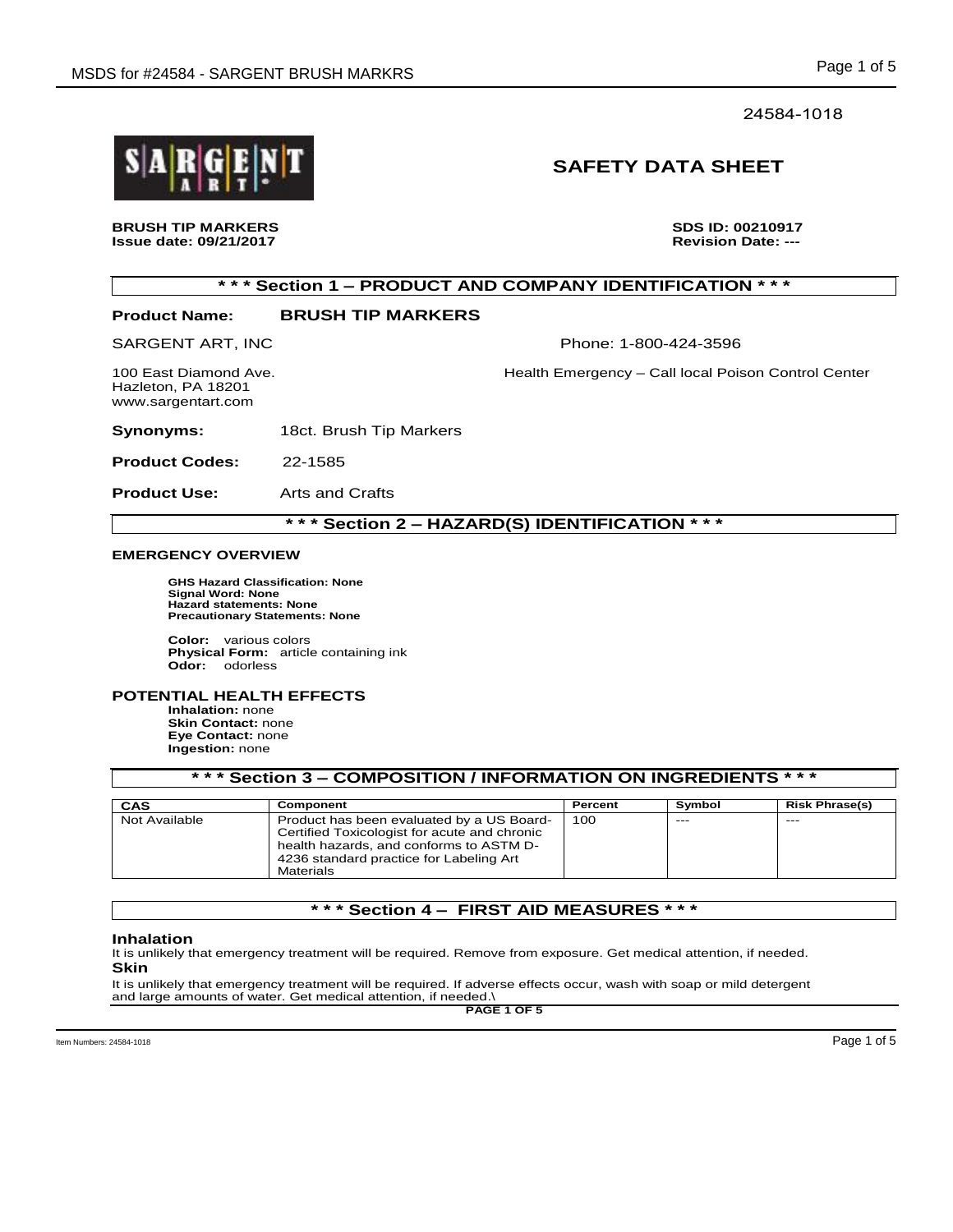24584-1018

# SAFETY DATA SHEET

**BRUSH TIP MARKERS**
**Issue date: 09/21/2017**

**SDS ID: 00210917**
**Revision Date: ---**

## * * * Section 1 – PRODUCT AND COMPANY IDENTIFICATION * * *

**Product Name:** **BRUSH TIP MARKERS**

SARGENT ART, INC
100 East Diamond Ave.
Hazleton, PA 18201
www.sargentart.com

Phone: 1-800-424-3596
Health Emergency – Call local Poison Control Center

**Synonyms:** 18ct. Brush Tip Markers

**Product Codes:** 22-1585

**Product Use:** Arts and Crafts

## * * * Section 2 – HAZARD(S) IDENTIFICATION * * *

### EMERGENCY OVERVIEW

**GHS Hazard Classification: None**
**Signal Word: None**
**Hazard statements: None**
**Precautionary Statements: None**

**Color:** various colors
**Physical Form:** article containing ink
**Odor:** odorless

### POTENTIAL HEALTH EFFECTS

**Inhalation:** none
**Skin Contact:** none
**Eye Contact:** none
**Ingestion:** none

## * * * Section 3 – COMPOSITION / INFORMATION ON INGREDIENTS * * *

| CAS | Component | Percent | Symbol | Risk Phrase(s) |
| --- | --- | --- | --- | --- |
| Not Available | Product has been evaluated by a US Board-Certified Toxicologist for acute and chronic health hazards, and conforms to ASTM D-4236 standard practice for Labeling Art Materials | 100 | --- | --- |

## * * * Section 4 – FIRST AID MEASURES * * *

### Inhalation

It is unlikely that emergency treatment will be required. Remove from exposure. Get medical attention, if needed.

### Skin

It is unlikely that emergency treatment will be required. If adverse effects occur, wash with soap or mild detergent and large amounts of water. Get medical attention, if needed.\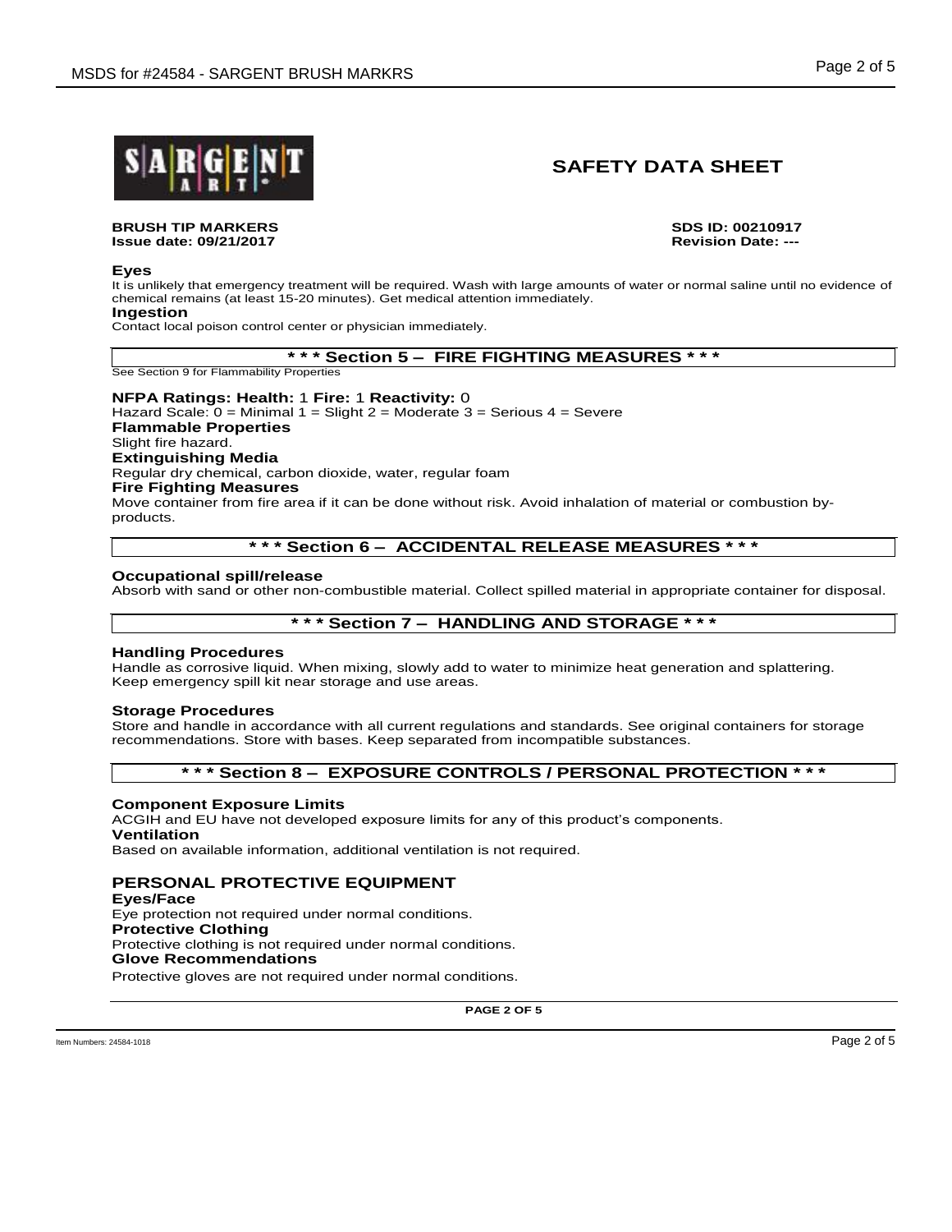# SAFETY DATA SHEET

**BRUSH TIP MARKERS** **SDS ID: 00210917**
**Issue date: 09/21/2017** **Revision Date: ---**

**Eyes**

It is unlikely that emergency treatment will be required. Wash with large amounts of water or normal saline until no evidence of chemical remains (at least 15-20 minutes). Get medical attention immediately.

**Ingestion**

Contact local poison control center or physician immediately.

## * * * Section 5 – FIRE FIGHTING MEASURES * * *

See Section 9 for Flammability Properties

**NFPA Ratings: Health:** 1 **Fire:** 1 **Reactivity:** 0

Hazard Scale: 0 = Minimal 1 = Slight 2 = Moderate 3 = Serious 4 = Severe

**Flammable Properties**

Slight fire hazard.

**Extinguishing Media**

Regular dry chemical, carbon dioxide, water, regular foam

**Fire Fighting Measures**

Move container from fire area if it can be done without risk. Avoid inhalation of material or combustion by-products.

## * * * Section 6 – ACCIDENTAL RELEASE MEASURES * * *

**Occupational spill/release**

Absorb with sand or other non-combustible material. Collect spilled material in appropriate container for disposal.

## * * * Section 7 – HANDLING AND STORAGE * * *

**Handling Procedures**

Handle as corrosive liquid. When mixing, slowly add to water to minimize heat generation and splattering. Keep emergency spill kit near storage and use areas.

**Storage Procedures**

Store and handle in accordance with all current regulations and standards. See original containers for storage recommendations. Store with bases. Keep separated from incompatible substances.

## * * * Section 8 – EXPOSURE CONTROLS / PERSONAL PROTECTION * * *

**Component Exposure Limits**

ACGIH and EU have not developed exposure limits for any of this product's components.

**Ventilation**

Based on available information, additional ventilation is not required.

### PERSONAL PROTECTIVE EQUIPMENT

**Eyes/Face**

Eye protection not required under normal conditions.

**Protective Clothing**

Protective clothing is not required under normal conditions.

**Glove Recommendations**

Protective gloves are not required under normal conditions.

Item Numbers: 24584-1018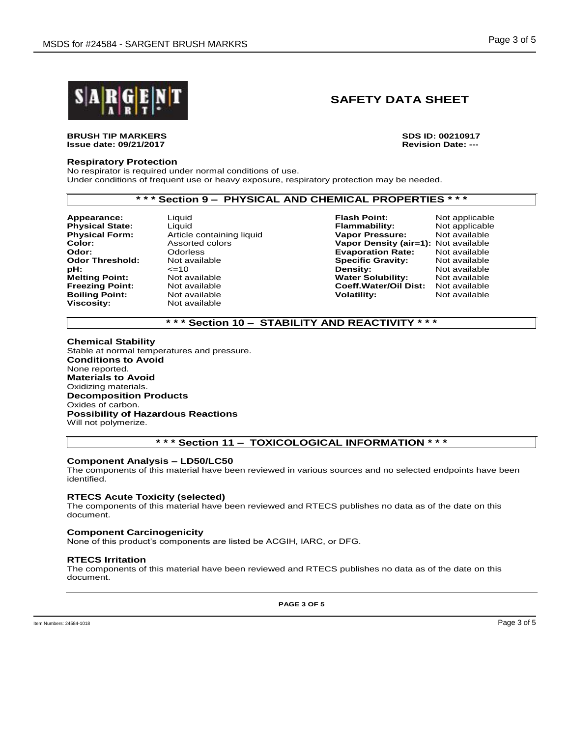**SAFETY DATA SHEET**

**BRUSH TIP MARKERS** **SDS ID: 00210917**
**Issue date: 09/21/2017** **Revision Date: ---**

**Respiratory Protection**
No respirator is required under normal conditions of use.
Under conditions of frequent use or heavy exposure, respiratory protection may be needed.

## * * * Section 9 – PHYSICAL AND CHEMICAL PROPERTIES * * *

| | | | |
|---|---|---|---|
| **Appearance:** | Liquid | **Flash Point:** | Not applicable |
| **Physical State:** | Liquid | **Flammability:** | Not applicable |
| **Physical Form:** | Article containing liquid | **Vapor Pressure:** | Not available |
| **Color:** | Assorted colors | **Vapor Density (air=1):** | Not available |
| **Odor:** | Odorless | **Evaporation Rate:** | Not available |
| **Odor Threshold:** | Not available | **Specific Gravity:** | Not available |
| **pH:** | <=10 | **Density:** | Not available |
| **Melting Point:** | Not available | **Water Solubility:** | Not available |
| **Freezing Point:** | Not available | **Coeff.Water/Oil Dist:** | Not available |
| **Boiling Point:** | Not available | **Volatility:** | Not available |
| **Viscosity:** | Not available | | |

## * * * Section 10 – STABILITY AND REACTIVITY * * *

**Chemical Stability**
Stable at normal temperatures and pressure.
**Conditions to Avoid**
None reported.
**Materials to Avoid**
Oxidizing materials.
**Decomposition Products**
Oxides of carbon.
**Possibility of Hazardous Reactions**
Will not polymerize.

## * * * Section 11 – TOXICOLOGICAL INFORMATION * * *

**Component Analysis – LD50/LC50**
The components of this material have been reviewed in various sources and no selected endpoints have been identified.

**RTECS Acute Toxicity (selected)**
The components of this material have been reviewed and RTECS publishes no data as of the date on this document.

**Component Carcinogenicity**
None of this product's components are listed be ACGIH, IARC, or DFG.

**RTECS Irritation**
The components of this material have been reviewed and RTECS publishes no data as of the date on this document.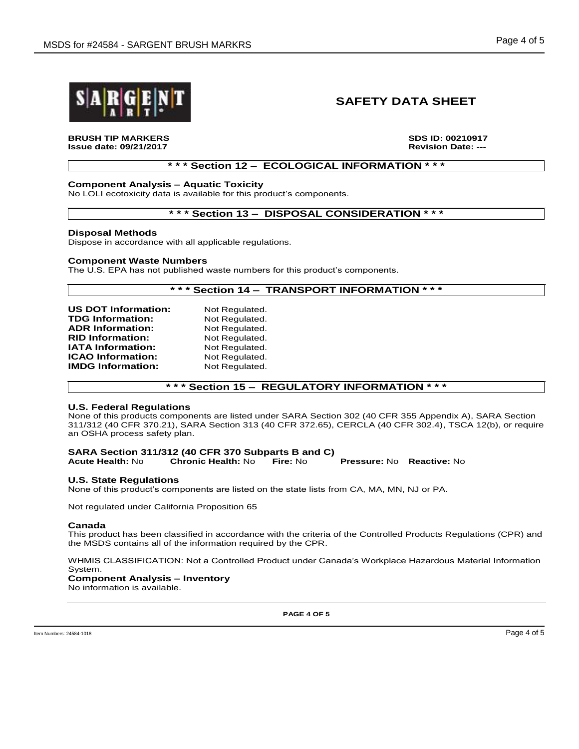**SAFETY DATA SHEET**

**BRUSH TIP MARKERS** **SDS ID: 00210917**
**Issue date: 09/21/2017** **Revision Date: ---**

## * * * Section 12 – ECOLOGICAL INFORMATION * * *

**Component Analysis – Aquatic Toxicity**
No LOLI ecotoxicity data is available for this product's components.

## * * * Section 13 – DISPOSAL CONSIDERATION * * *

**Disposal Methods**
Dispose in accordance with all applicable regulations.

**Component Waste Numbers**
The U.S. EPA has not published waste numbers for this product's components.

## * * * Section 14 – TRANSPORT INFORMATION * * *

| | |
|---|---|
| **US DOT Information:** | Not Regulated. |
| **TDG Information:** | Not Regulated. |
| **ADR Information:** | Not Regulated. |
| **RID Information:** | Not Regulated. |
| **IATA Information:** | Not Regulated. |
| **ICAO Information:** | Not Regulated. |
| **IMDG Information:** | Not Regulated. |

## * * * Section 15 – REGULATORY INFORMATION * * *

**U.S. Federal Regulations**
None of this products components are listed under SARA Section 302 (40 CFR 355 Appendix A), SARA Section 311/312 (40 CFR 370.21), SARA Section 313 (40 CFR 372.65), CERCLA (40 CFR 302.4), TSCA 12(b), or require an OSHA process safety plan.

**SARA Section 311/312 (40 CFR 370 Subparts B and C)**
**Acute Health:** No **Chronic Health:** No **Fire:** No **Pressure:** No **Reactive:** No

**U.S. State Regulations**
None of this product's components are listed on the state lists from CA, MA, MN, NJ or PA.

Not regulated under California Proposition 65

**Canada**
This product has been classified in accordance with the criteria of the Controlled Products Regulations (CPR) and the MSDS contains all of the information required by the CPR.

WHMIS CLASSIFICATION: Not a Controlled Product under Canada's Workplace Hazardous Material Information System.

**Component Analysis – Inventory**
No information is available.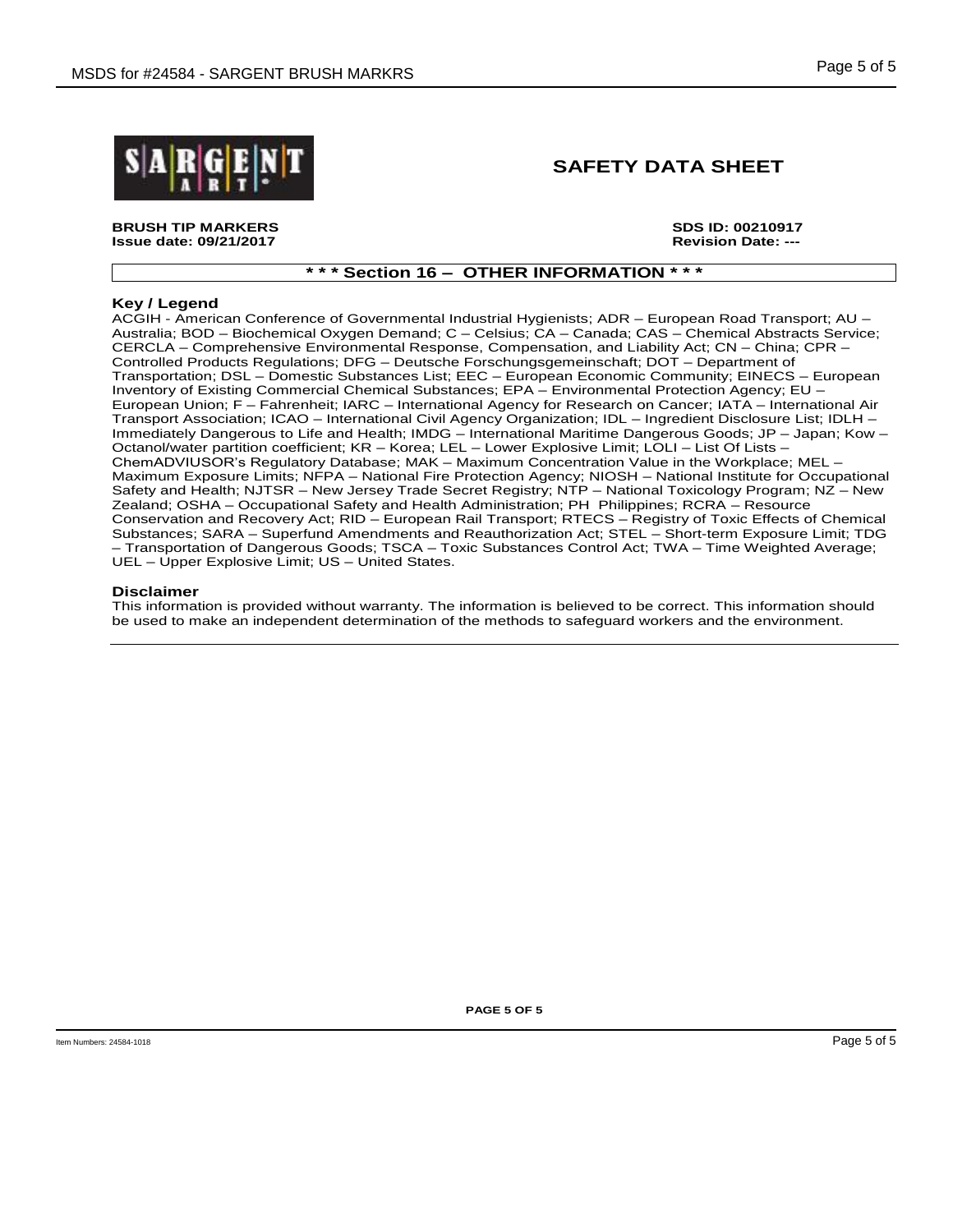# SAFETY DATA SHEET

**BRUSH TIP MARKERS**
**Issue date: 09/21/2017**

**SDS ID: 00210917**
**Revision Date: ---**

## * * * Section 16 – OTHER INFORMATION * * *

### Key / Legend

ACGIH - American Conference of Governmental Industrial Hygienists; ADR – European Road Transport; AU – Australia; BOD – Biochemical Oxygen Demand; C – Celsius; CA – Canada; CAS – Chemical Abstracts Service; CERCLA – Comprehensive Environmental Response, Compensation, and Liability Act; CN – China; CPR – Controlled Products Regulations; DFG – Deutsche Forschungsgemeinschaft; DOT – Department of Transportation; DSL – Domestic Substances List; EEC – European Economic Community; EINECS – European Inventory of Existing Commercial Chemical Substances; EPA – Environmental Protection Agency; EU – European Union; F – Fahrenheit; IARC – International Agency for Research on Cancer; IATA – International Air Transport Association; ICAO – International Civil Agency Organization; IDL – Ingredient Disclosure List; IDLH – Immediately Dangerous to Life and Health; IMDG – International Maritime Dangerous Goods; JP – Japan; Kow – Octanol/water partition coefficient; KR – Korea; LEL – Lower Explosive Limit; LOLI – List Of Lists – ChemADVIUSOR's Regulatory Database; MAK – Maximum Concentration Value in the Workplace; MEL – Maximum Exposure Limits; NFPA – National Fire Protection Agency; NIOSH – National Institute for Occupational Safety and Health; NJTSR – New Jersey Trade Secret Registry; NTP – National Toxicology Program; NZ – New Zealand; OSHA – Occupational Safety and Health Administration; PH Philippines; RCRA – Resource Conservation and Recovery Act; RID – European Rail Transport; RTECS – Registry of Toxic Effects of Chemical Substances; SARA – Superfund Amendments and Reauthorization Act; STEL – Short-term Exposure Limit; TDG – Transportation of Dangerous Goods; TSCA – Toxic Substances Control Act; TWA – Time Weighted Average; UEL – Upper Explosive Limit; US – United States.

### Disclaimer

This information is provided without warranty. The information is believed to be correct. This information should be used to make an independent determination of the methods to safeguard workers and the environment.

Item Numbers: 24584-1018